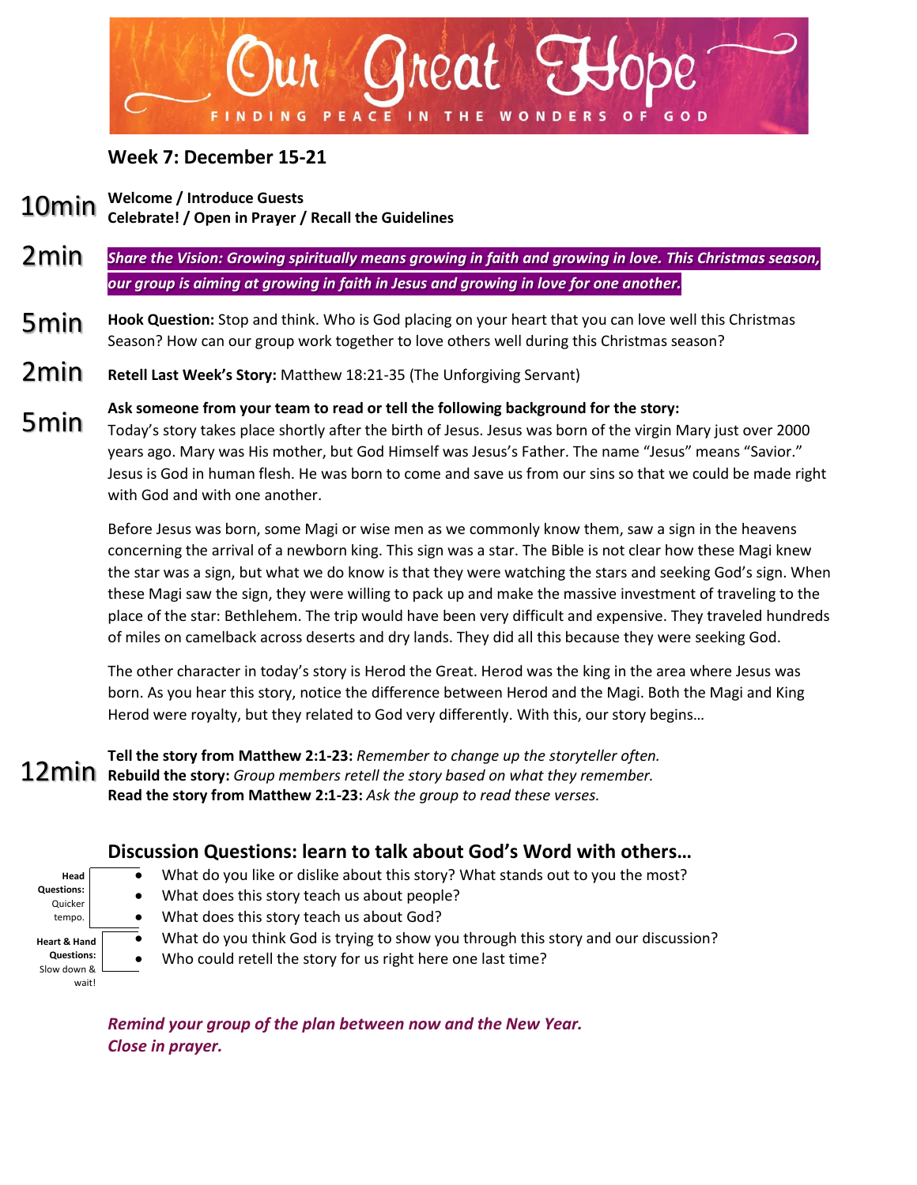# Our Great Hope

FINDING PEACE IN THE WONDERS OF GOD

## Week 7: December 15-21

10min **Welcome / Introduce Guests**
**Celebrate! / Open in Prayer / Recall the Guidelines**

2min ***Share the Vision: Growing spiritually means growing in faith and growing in love. This Christmas season, our group is aiming at growing in faith in Jesus and growing in love for one another.***

5min **Hook Question:** Stop and think. Who is God placing on your heart that you can love well this Christmas Season? How can our group work together to love others well during this Christmas season?

2min **Retell Last Week's Story:** Matthew 18:21-35 (The Unforgiving Servant)

5min **Ask someone from your team to read or tell the following background for the story:**
Today's story takes place shortly after the birth of Jesus. Jesus was born of the virgin Mary just over 2000 years ago. Mary was His mother, but God Himself was Jesus's Father. The name "Jesus" means "Savior." Jesus is God in human flesh. He was born to come and save us from our sins so that we could be made right with God and with one another.

Before Jesus was born, some Magi or wise men as we commonly know them, saw a sign in the heavens concerning the arrival of a newborn king. This sign was a star. The Bible is not clear how these Magi knew the star was a sign, but what we do know is that they were watching the stars and seeking God's sign. When these Magi saw the sign, they were willing to pack up and make the massive investment of traveling to the place of the star: Bethlehem. The trip would have been very difficult and expensive. They traveled hundreds of miles on camelback across deserts and dry lands. They did all this because they were seeking God.

The other character in today's story is Herod the Great. Herod was the king in the area where Jesus was born. As you hear this story, notice the difference between Herod and the Magi. Both the Magi and King Herod were royalty, but they related to God very differently. With this, our story begins…

12min **Tell the story from Matthew 2:1-23:** *Remember to change up the storyteller often.*
**Rebuild the story:** *Group members retell the story based on what they remember.*
**Read the story from Matthew 2:1-23:** *Ask the group to read these verses.*

## Discussion Questions: learn to talk about God's Word with others…

**Head Questions:** Quicker tempo.

- What do you like or dislike about this story? What stands out to you the most?
- What does this story teach us about people?
- What does this story teach us about God?

**Heart & Hand Questions:** Slow down & wait!

- What do you think God is trying to show you through this story and our discussion?
- Who could retell the story for us right here one last time?

***Remind your group of the plan between now and the New Year.***
***Close in prayer.***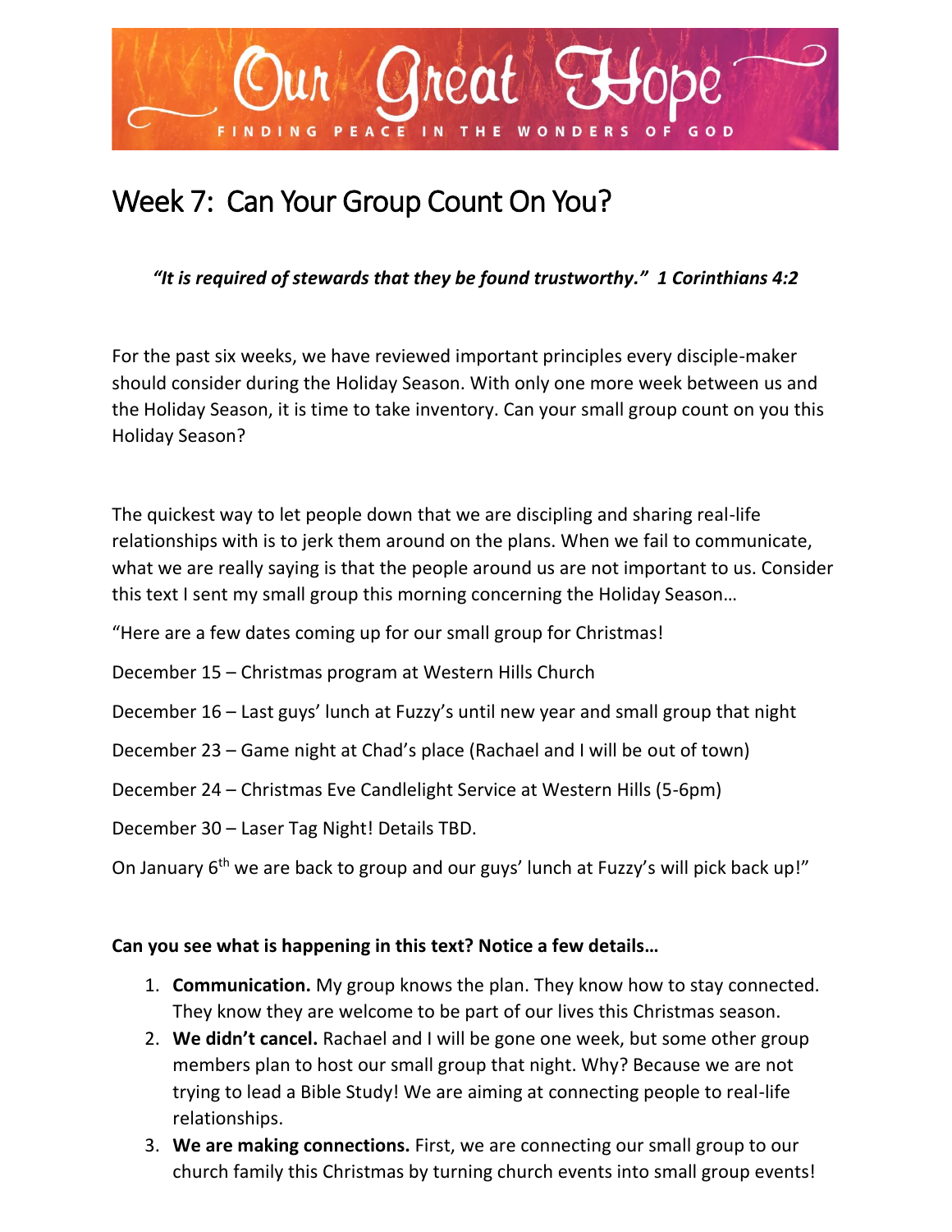# Our Great Hope

FINDING PEACE IN THE WONDERS OF GOD

## Week 7: Can Your Group Count On You?

***"It is required of stewards that they be found trustworthy." 1 Corinthians 4:2***

For the past six weeks, we have reviewed important principles every disciple-maker should consider during the Holiday Season. With only one more week between us and the Holiday Season, it is time to take inventory. Can your small group count on you this Holiday Season?

The quickest way to let people down that we are discipling and sharing real-life relationships with is to jerk them around on the plans. When we fail to communicate, what we are really saying is that the people around us are not important to us. Consider this text I sent my small group this morning concerning the Holiday Season…

"Here are a few dates coming up for our small group for Christmas!

December 15 – Christmas program at Western Hills Church

December 16 – Last guys' lunch at Fuzzy's until new year and small group that night

December 23 – Game night at Chad's place (Rachael and I will be out of town)

December 24 – Christmas Eve Candlelight Service at Western Hills (5-6pm)

December 30 – Laser Tag Night! Details TBD.

On January 6th we are back to group and our guys' lunch at Fuzzy's will pick back up!"

**Can you see what is happening in this text? Notice a few details…**

1. **Communication.** My group knows the plan. They know how to stay connected. They know they are welcome to be part of our lives this Christmas season.
2. **We didn't cancel.** Rachael and I will be gone one week, but some other group members plan to host our small group that night. Why? Because we are not trying to lead a Bible Study! We are aiming at connecting people to real-life relationships.
3. **We are making connections.** First, we are connecting our small group to our church family this Christmas by turning church events into small group events!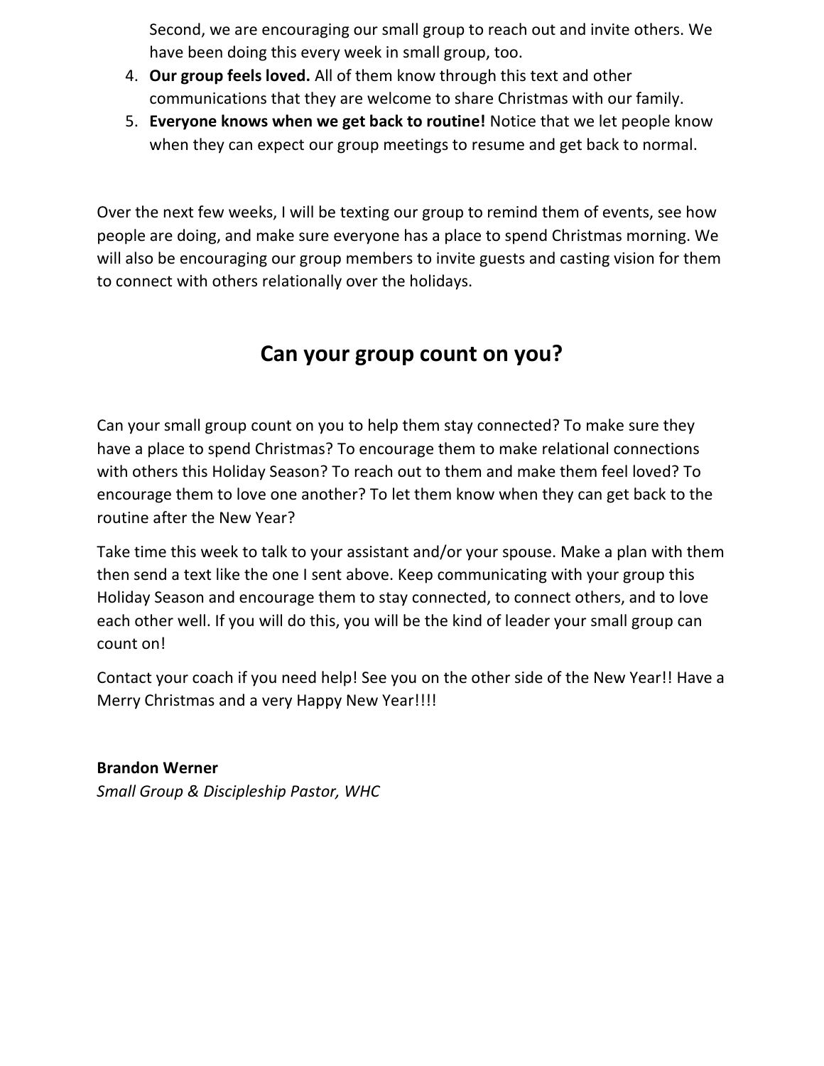Second, we are encouraging our small group to reach out and invite others. We have been doing this every week in small group, too.

4. **Our group feels loved.** All of them know through this text and other communications that they are welcome to share Christmas with our family.
5. **Everyone knows when we get back to routine!** Notice that we let people know when they can expect our group meetings to resume and get back to normal.

Over the next few weeks, I will be texting our group to remind them of events, see how people are doing, and make sure everyone has a place to spend Christmas morning. We will also be encouraging our group members to invite guests and casting vision for them to connect with others relationally over the holidays.

## Can your group count on you?

Can your small group count on you to help them stay connected? To make sure they have a place to spend Christmas? To encourage them to make relational connections with others this Holiday Season? To reach out to them and make them feel loved? To encourage them to love one another? To let them know when they can get back to the routine after the New Year?

Take time this week to talk to your assistant and/or your spouse. Make a plan with them then send a text like the one I sent above. Keep communicating with your group this Holiday Season and encourage them to stay connected, to connect others, and to love each other well. If you will do this, you will be the kind of leader your small group can count on!

Contact your coach if you need help! See you on the other side of the New Year!! Have a Merry Christmas and a very Happy New Year!!!!

**Brandon Werner**
*Small Group & Discipleship Pastor, WHC*